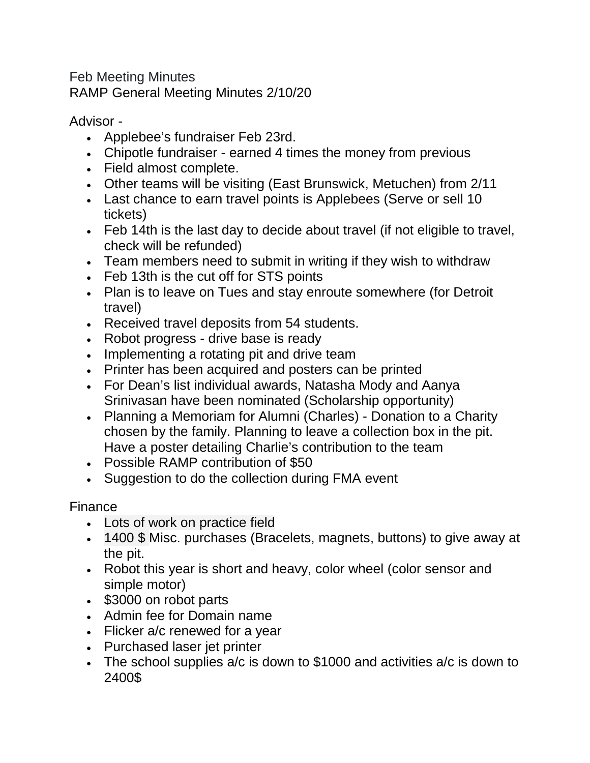Feb Meeting Minutes

RAMP General Meeting Minutes 2/10/20

Advisor -

- Applebee's fundraiser Feb 23rd.
- Chipotle fundraiser - earned 4 times the money from previous
- Field almost complete.
- Other teams will be visiting (East Brunswick, Metuchen) from 2/11
- Last chance to earn travel points is Applebees (Serve or sell 10 tickets)
- Feb 14th is the last day to decide about travel (if not eligible to travel, check will be refunded)
- Team members need to submit in writing if they wish to withdraw
- Feb 13th is the cut off for STS points
- Plan is to leave on Tues and stay enroute somewhere (for Detroit travel)
- Received travel deposits from 54 students.
- Robot progress - drive base is ready
- Implementing a rotating pit and drive team
- Printer has been acquired and posters can be printed
- For Dean's list individual awards, Natasha Mody and Aanya Srinivasan have been nominated (Scholarship opportunity)
- Planning a Memoriam for Alumni (Charles) - Donation to a Charity chosen by the family. Planning to leave a collection box in the pit. Have a poster detailing Charlie's contribution to the team
- Possible RAMP contribution of $50
- Suggestion to do the collection during FMA event

Finance

- Lots of work on practice field
- 1400 $ Misc. purchases (Bracelets, magnets, buttons) to give away at the pit.
- Robot this year is short and heavy, color wheel (color sensor and simple motor)
- $3000 on robot parts
- Admin fee for Domain name
- Flicker a/c renewed for a year
- Purchased laser jet printer
- The school supplies a/c is down to $1000 and activities a/c is down to 2400$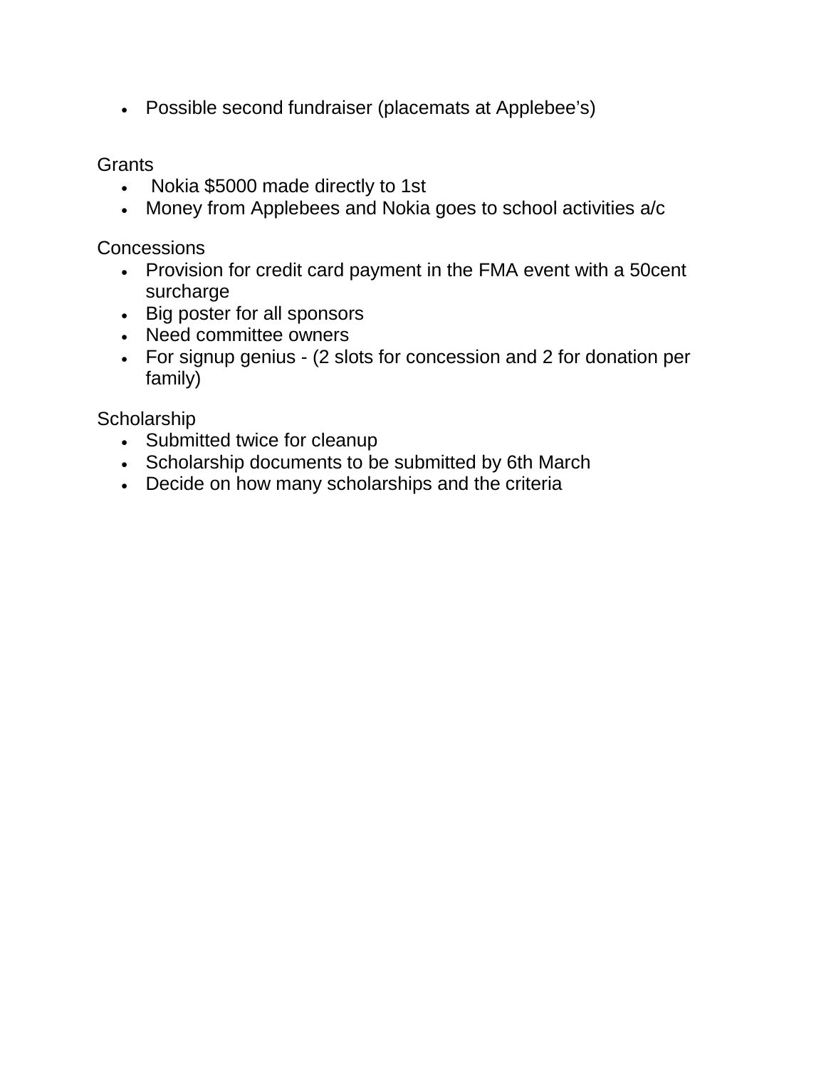- Possible second fundraiser (placemats at Applebee's)

Grants

- Nokia $5000 made directly to 1st
- Money from Applebees and Nokia goes to school activities a/c

Concessions

- Provision for credit card payment in the FMA event with a 50cent surcharge
- Big poster for all sponsors
- Need committee owners
- For signup genius - (2 slots for concession and 2 for donation per family)

Scholarship

- Submitted twice for cleanup
- Scholarship documents to be submitted by 6th March
- Decide on how many scholarships and the criteria